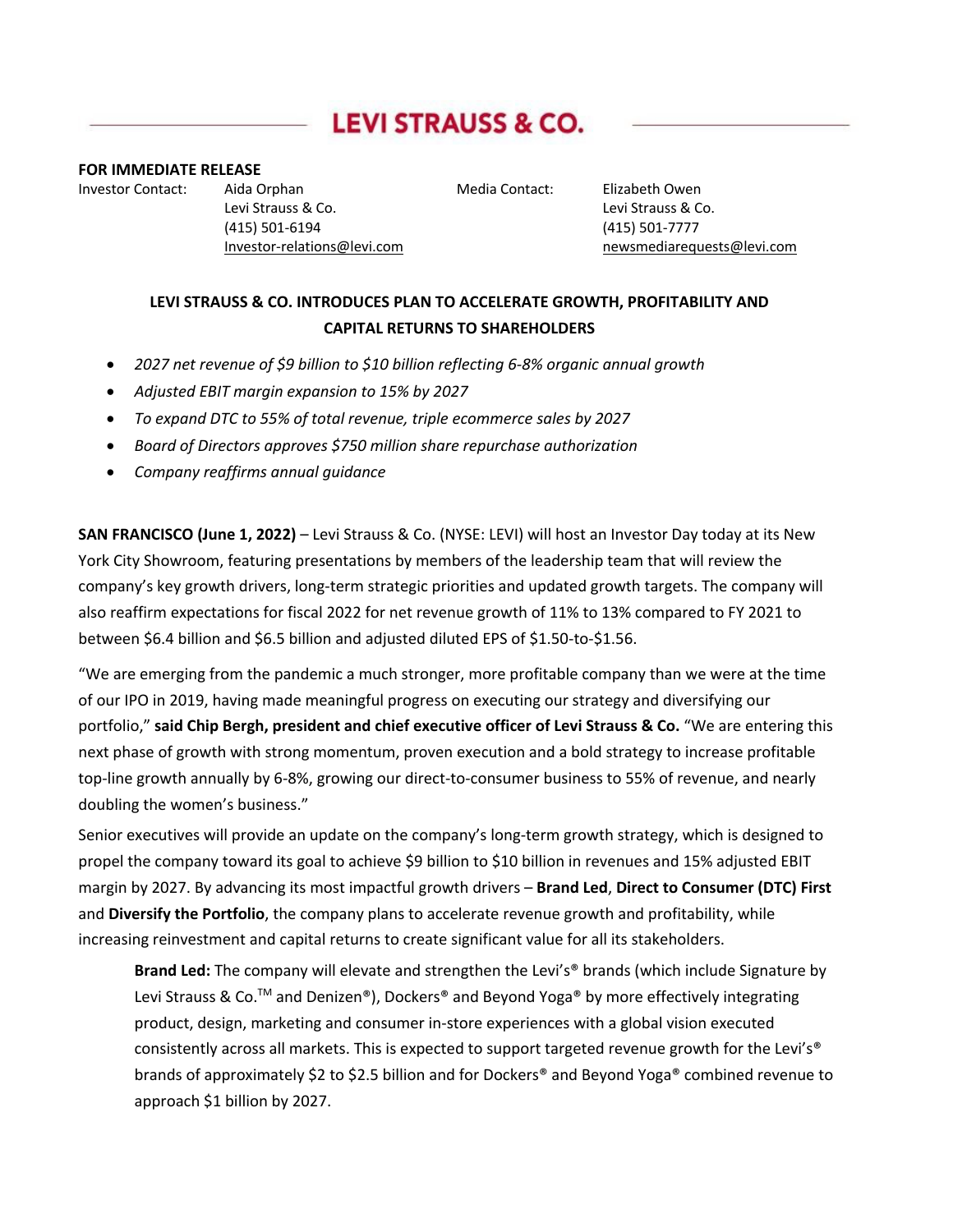# LEVI STRAUSS & CO.

**FOR IMMEDIATE RELEASE**

Investor Contact: Aida Orphan
Levi Strauss & Co.
(415) 501-6194
Investor-relations@levi.com

Media Contact: Elizabeth Owen
Levi Strauss & Co.
(415) 501-7777
newsmediarequests@levi.com

## LEVI STRAUSS & CO. INTRODUCES PLAN TO ACCELERATE GROWTH, PROFITABILITY AND CAPITAL RETURNS TO SHAREHOLDERS

- *2027 net revenue of $9 billion to $10 billion reflecting 6-8% organic annual growth*
- *Adjusted EBIT margin expansion to 15% by 2027*
- *To expand DTC to 55% of total revenue, triple ecommerce sales by 2027*
- *Board of Directors approves $750 million share repurchase authorization*
- *Company reaffirms annual guidance*

**SAN FRANCISCO (June 1, 2022)** – Levi Strauss & Co. (NYSE: LEVI) will host an Investor Day today at its New York City Showroom, featuring presentations by members of the leadership team that will review the company's key growth drivers, long-term strategic priorities and updated growth targets. The company will also reaffirm expectations for fiscal 2022 for net revenue growth of 11% to 13% compared to FY 2021 to between $6.4 billion and $6.5 billion and adjusted diluted EPS of $1.50-to-$1.56.

"We are emerging from the pandemic a much stronger, more profitable company than we were at the time of our IPO in 2019, having made meaningful progress on executing our strategy and diversifying our portfolio," **said Chip Bergh, president and chief executive officer of Levi Strauss & Co.** "We are entering this next phase of growth with strong momentum, proven execution and a bold strategy to increase profitable top-line growth annually by 6-8%, growing our direct-to-consumer business to 55% of revenue, and nearly doubling the women's business."

Senior executives will provide an update on the company's long-term growth strategy, which is designed to propel the company toward its goal to achieve $9 billion to $10 billion in revenues and 15% adjusted EBIT margin by 2027. By advancing its most impactful growth drivers – **Brand Led**, **Direct to Consumer (DTC) First** and **Diversify the Portfolio**, the company plans to accelerate revenue growth and profitability, while increasing reinvestment and capital returns to create significant value for all its stakeholders.

> **Brand Led:** The company will elevate and strengthen the Levi's® brands (which include Signature by Levi Strauss & Co.™ and Denizen®), Dockers® and Beyond Yoga® by more effectively integrating product, design, marketing and consumer in-store experiences with a global vision executed consistently across all markets. This is expected to support targeted revenue growth for the Levi's® brands of approximately $2 to $2.5 billion and for Dockers® and Beyond Yoga® combined revenue to approach $1 billion by 2027.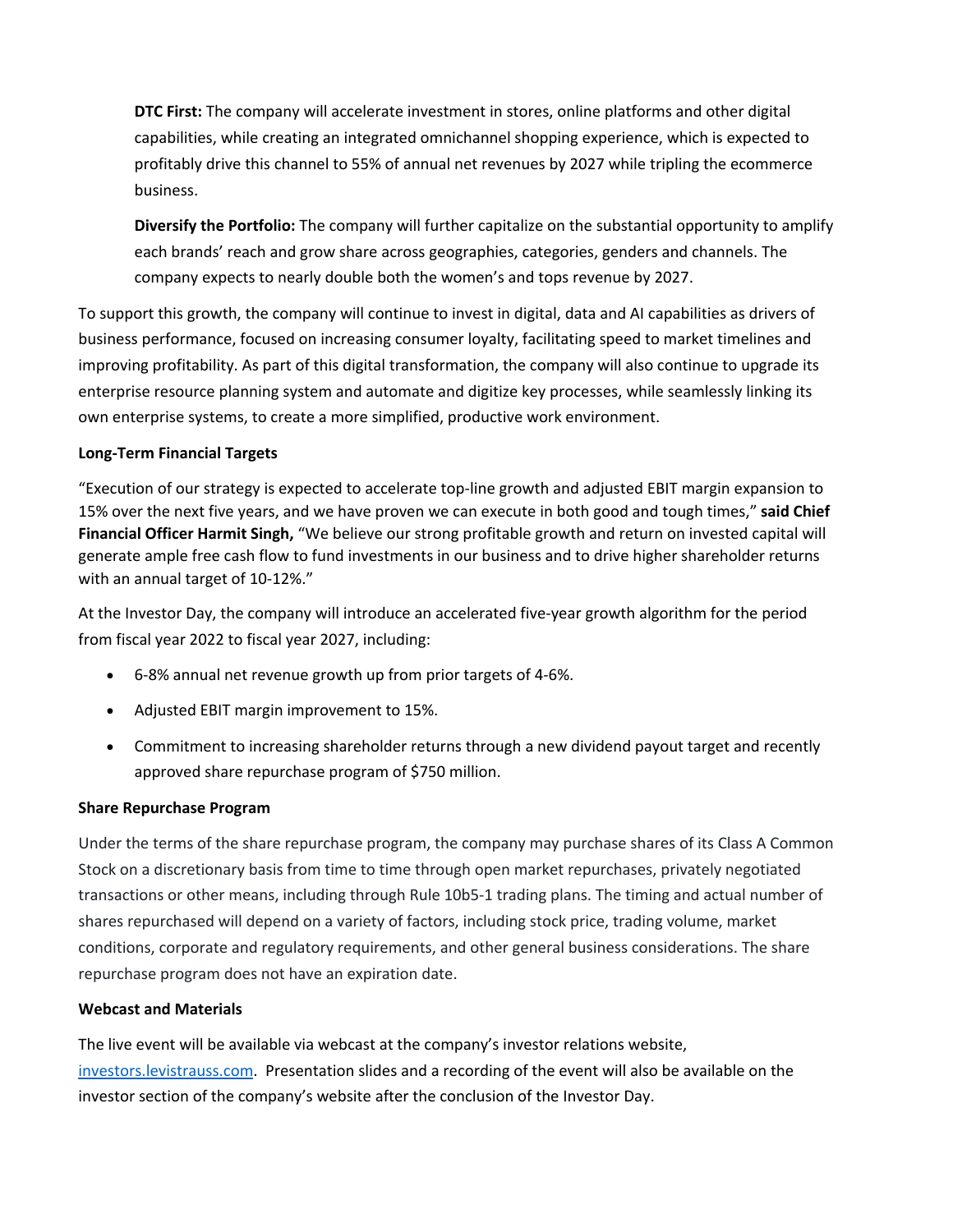**DTC First:** The company will accelerate investment in stores, online platforms and other digital capabilities, while creating an integrated omnichannel shopping experience, which is expected to profitably drive this channel to 55% of annual net revenues by 2027 while tripling the ecommerce business.

**Diversify the Portfolio:** The company will further capitalize on the substantial opportunity to amplify each brands' reach and grow share across geographies, categories, genders and channels. The company expects to nearly double both the women's and tops revenue by 2027.

To support this growth, the company will continue to invest in digital, data and AI capabilities as drivers of business performance, focused on increasing consumer loyalty, facilitating speed to market timelines and improving profitability. As part of this digital transformation, the company will also continue to upgrade its enterprise resource planning system and automate and digitize key processes, while seamlessly linking its own enterprise systems, to create a more simplified, productive work environment.

**Long-Term Financial Targets**

"Execution of our strategy is expected to accelerate top-line growth and adjusted EBIT margin expansion to 15% over the next five years, and we have proven we can execute in both good and tough times," **said Chief Financial Officer Harmit Singh,** "We believe our strong profitable growth and return on invested capital will generate ample free cash flow to fund investments in our business and to drive higher shareholder returns with an annual target of 10-12%."

At the Investor Day, the company will introduce an accelerated five-year growth algorithm for the period from fiscal year 2022 to fiscal year 2027, including:

- 6-8% annual net revenue growth up from prior targets of 4-6%.
- Adjusted EBIT margin improvement to 15%.
- Commitment to increasing shareholder returns through a new dividend payout target and recently approved share repurchase program of $750 million.

**Share Repurchase Program**

Under the terms of the share repurchase program, the company may purchase shares of its Class A Common Stock on a discretionary basis from time to time through open market repurchases, privately negotiated transactions or other means, including through Rule 10b5-1 trading plans. The timing and actual number of shares repurchased will depend on a variety of factors, including stock price, trading volume, market conditions, corporate and regulatory requirements, and other general business considerations. The share repurchase program does not have an expiration date.

**Webcast and Materials**

The live event will be available via webcast at the company's investor relations website, [investors.levistrauss.com](investors.levistrauss.com). Presentation slides and a recording of the event will also be available on the investor section of the company's website after the conclusion of the Investor Day.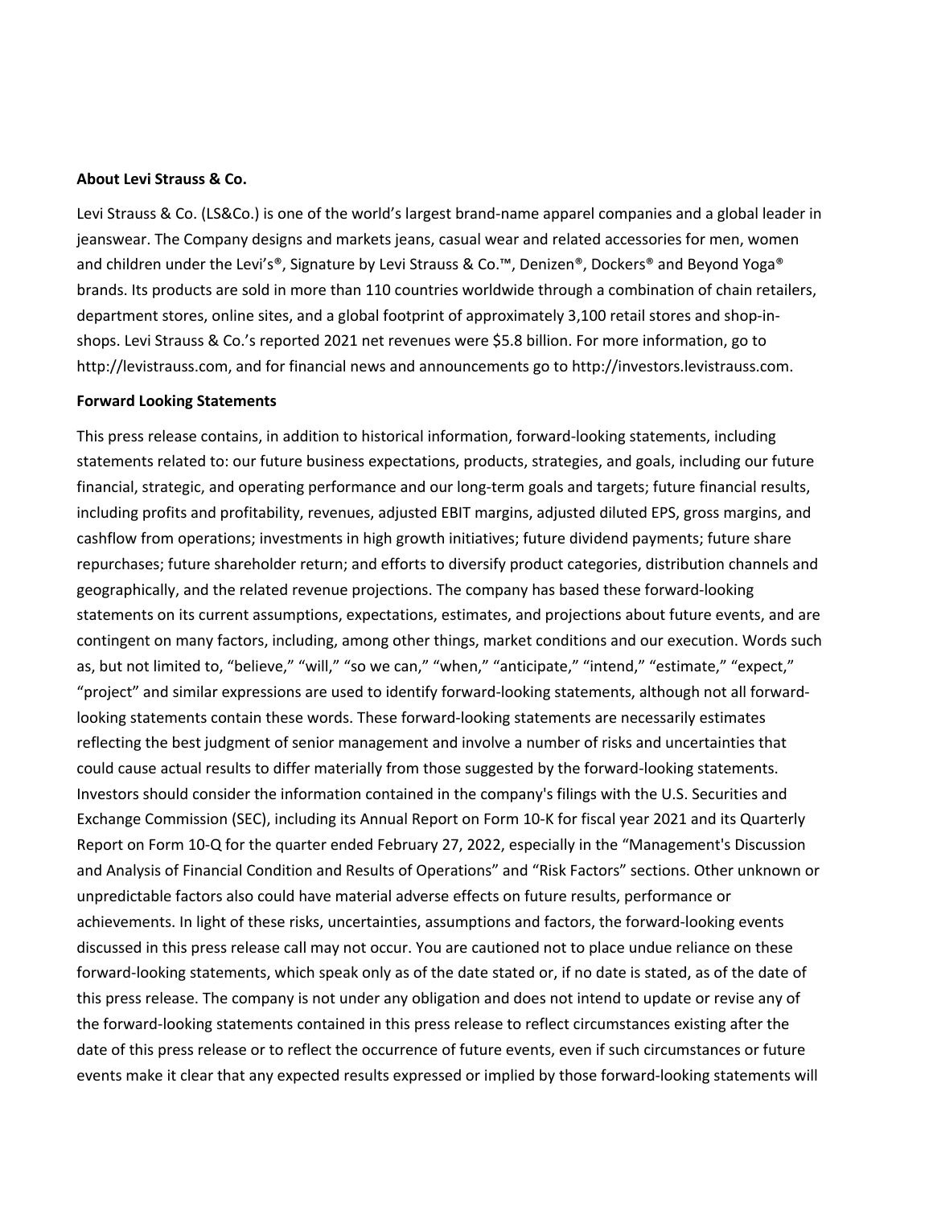**About Levi Strauss & Co.**

Levi Strauss & Co. (LS&Co.) is one of the world's largest brand-name apparel companies and a global leader in jeanswear. The Company designs and markets jeans, casual wear and related accessories for men, women and children under the Levi's®, Signature by Levi Strauss & Co.™, Denizen®, Dockers® and Beyond Yoga® brands. Its products are sold in more than 110 countries worldwide through a combination of chain retailers, department stores, online sites, and a global footprint of approximately 3,100 retail stores and shop-in-shops. Levi Strauss & Co.'s reported 2021 net revenues were $5.8 billion. For more information, go to http://levistrauss.com, and for financial news and announcements go to http://investors.levistrauss.com.

**Forward Looking Statements**

This press release contains, in addition to historical information, forward-looking statements, including statements related to: our future business expectations, products, strategies, and goals, including our future financial, strategic, and operating performance and our long-term goals and targets; future financial results, including profits and profitability, revenues, adjusted EBIT margins, adjusted diluted EPS, gross margins, and cashflow from operations; investments in high growth initiatives; future dividend payments; future share repurchases; future shareholder return; and efforts to diversify product categories, distribution channels and geographically, and the related revenue projections. The company has based these forward-looking statements on its current assumptions, expectations, estimates, and projections about future events, and are contingent on many factors, including, among other things, market conditions and our execution. Words such as, but not limited to, "believe," "will," "so we can," "when," "anticipate," "intend," "estimate," "expect," "project" and similar expressions are used to identify forward-looking statements, although not all forward-looking statements contain these words. These forward-looking statements are necessarily estimates reflecting the best judgment of senior management and involve a number of risks and uncertainties that could cause actual results to differ materially from those suggested by the forward-looking statements. Investors should consider the information contained in the company's filings with the U.S. Securities and Exchange Commission (SEC), including its Annual Report on Form 10-K for fiscal year 2021 and its Quarterly Report on Form 10-Q for the quarter ended February 27, 2022, especially in the "Management's Discussion and Analysis of Financial Condition and Results of Operations" and "Risk Factors" sections. Other unknown or unpredictable factors also could have material adverse effects on future results, performance or achievements. In light of these risks, uncertainties, assumptions and factors, the forward-looking events discussed in this press release call may not occur. You are cautioned not to place undue reliance on these forward-looking statements, which speak only as of the date stated or, if no date is stated, as of the date of this press release. The company is not under any obligation and does not intend to update or revise any of the forward-looking statements contained in this press release to reflect circumstances existing after the date of this press release or to reflect the occurrence of future events, even if such circumstances or future events make it clear that any expected results expressed or implied by those forward-looking statements will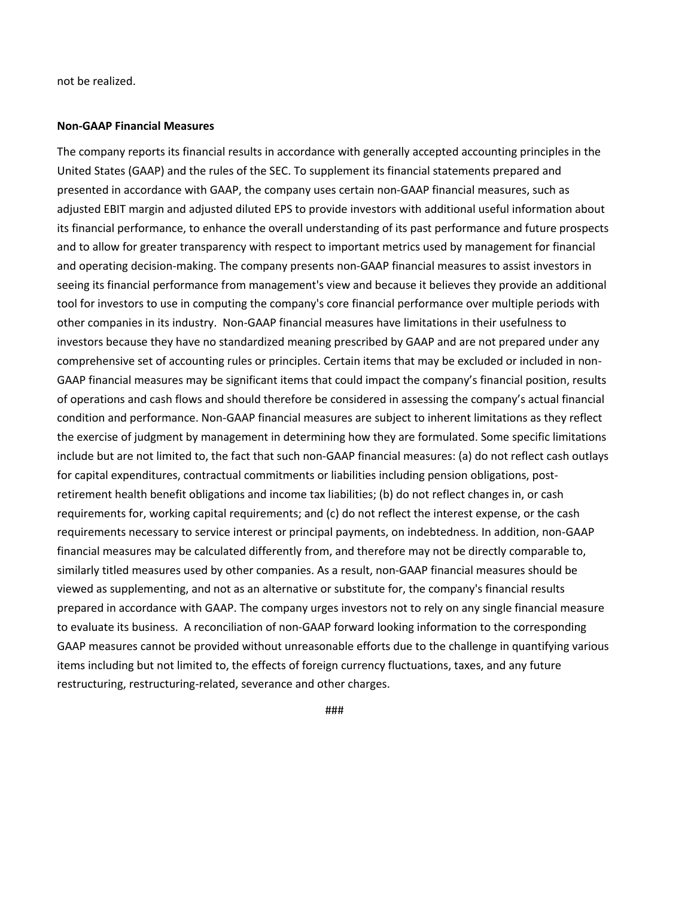not be realized.

**Non-GAAP Financial Measures**

The company reports its financial results in accordance with generally accepted accounting principles in the United States (GAAP) and the rules of the SEC. To supplement its financial statements prepared and presented in accordance with GAAP, the company uses certain non-GAAP financial measures, such as adjusted EBIT margin and adjusted diluted EPS to provide investors with additional useful information about its financial performance, to enhance the overall understanding of its past performance and future prospects and to allow for greater transparency with respect to important metrics used by management for financial and operating decision-making. The company presents non-GAAP financial measures to assist investors in seeing its financial performance from management's view and because it believes they provide an additional tool for investors to use in computing the company's core financial performance over multiple periods with other companies in its industry. Non-GAAP financial measures have limitations in their usefulness to investors because they have no standardized meaning prescribed by GAAP and are not prepared under any comprehensive set of accounting rules or principles. Certain items that may be excluded or included in non-GAAP financial measures may be significant items that could impact the company's financial position, results of operations and cash flows and should therefore be considered in assessing the company's actual financial condition and performance. Non-GAAP financial measures are subject to inherent limitations as they reflect the exercise of judgment by management in determining how they are formulated. Some specific limitations include but are not limited to, the fact that such non-GAAP financial measures: (a) do not reflect cash outlays for capital expenditures, contractual commitments or liabilities including pension obligations, post-retirement health benefit obligations and income tax liabilities; (b) do not reflect changes in, or cash requirements for, working capital requirements; and (c) do not reflect the interest expense, or the cash requirements necessary to service interest or principal payments, on indebtedness. In addition, non-GAAP financial measures may be calculated differently from, and therefore may not be directly comparable to, similarly titled measures used by other companies. As a result, non-GAAP financial measures should be viewed as supplementing, and not as an alternative or substitute for, the company's financial results prepared in accordance with GAAP. The company urges investors not to rely on any single financial measure to evaluate its business. A reconciliation of non-GAAP forward looking information to the corresponding GAAP measures cannot be provided without unreasonable efforts due to the challenge in quantifying various items including but not limited to, the effects of foreign currency fluctuations, taxes, and any future restructuring, restructuring-related, severance and other charges.

###